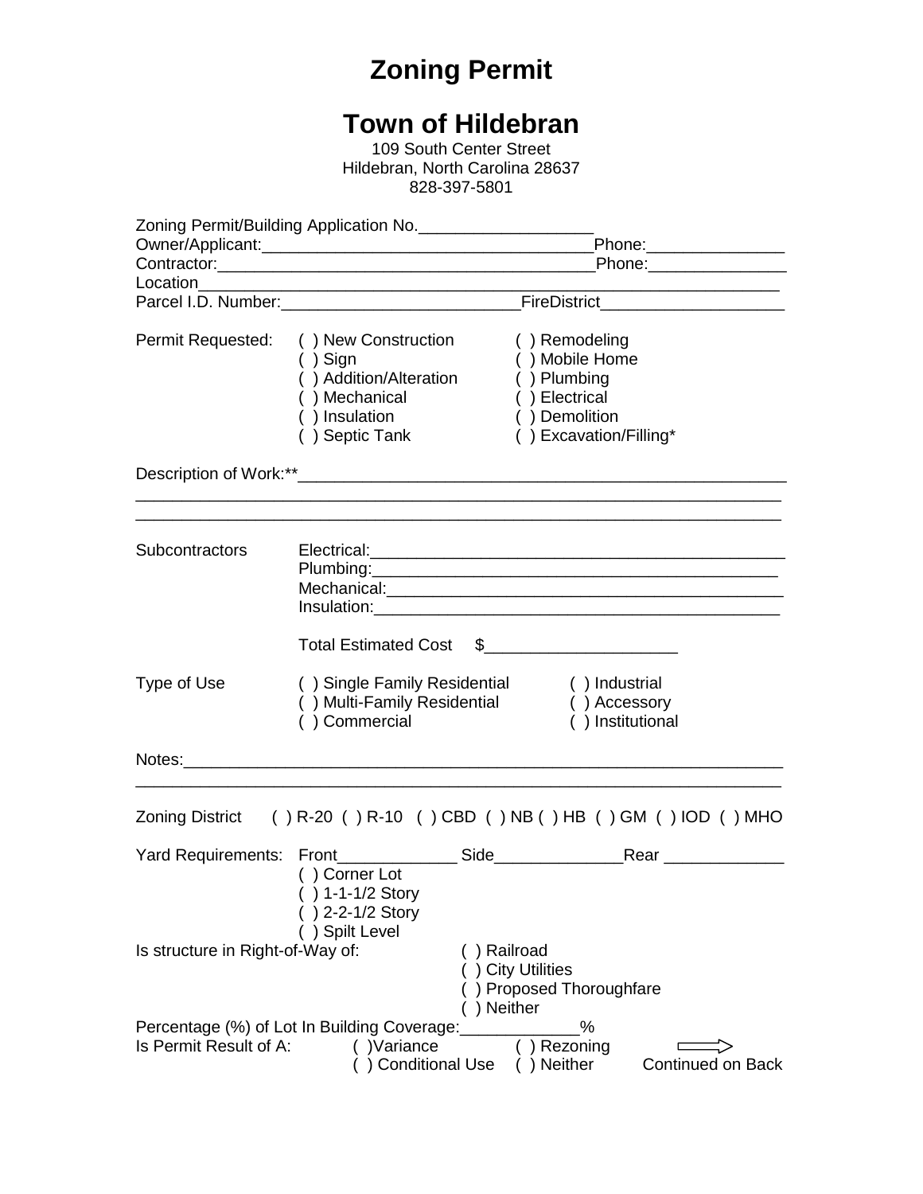# Zoning Permit

# Town of Hildebran

109 South Center Street
Hildebran, North Carolina 28637
828-397-5801

Zoning Permit/Building Application No.____________________
Owner/Applicant:_____________________________________Phone:________________
Contractor:__________________________________________Phone:________________
Location___________________________________________________________________
Parcel I.D. Number:__________________________FireDistrict____________________

Permit Requested:

( ) New Construction ( ) Remodeling
( ) Sign ( ) Mobile Home
( ) Addition/Alteration ( ) Plumbing
( ) Mechanical ( ) Electrical
( ) Insulation ( ) Demolition
( ) Septic Tank ( ) Excavation/Filling*

Description of Work:**_______________________________________________________
_____________________________________________________________________________
_____________________________________________________________________________

Subcontractors

Electrical:_______________________________________________
Plumbing:_______________________________________________
Mechanical:_____________________________________________
Insulation:_______________________________________________

Total Estimated Cost $______________________

Type of Use

( ) Single Family Residential ( ) Industrial
( ) Multi-Family Residential ( ) Accessory
( ) Commercial ( ) Institutional

Notes:_______________________________________________________________________
_____________________________________________________________________________

Zoning District ( ) R-20 ( ) R-10 ( ) CBD ( ) NB ( ) HB ( ) GM ( ) IOD ( ) MHO

Yard Requirements: Front______________ Side______________Rear ______________

( ) Corner Lot
( ) 1-1-1/2 Story
( ) 2-2-1/2 Story
( ) Spilt Level

Is structure in Right-of-Way of:

( ) Railroad
( ) City Utilities
( ) Proposed Thoroughfare
( ) Neither

Percentage (%) of Lot In Building Coverage:_____________%

Is Permit Result of A:

( )Variance ( ) Rezoning
( ) Conditional Use ( ) Neither

Continued on Back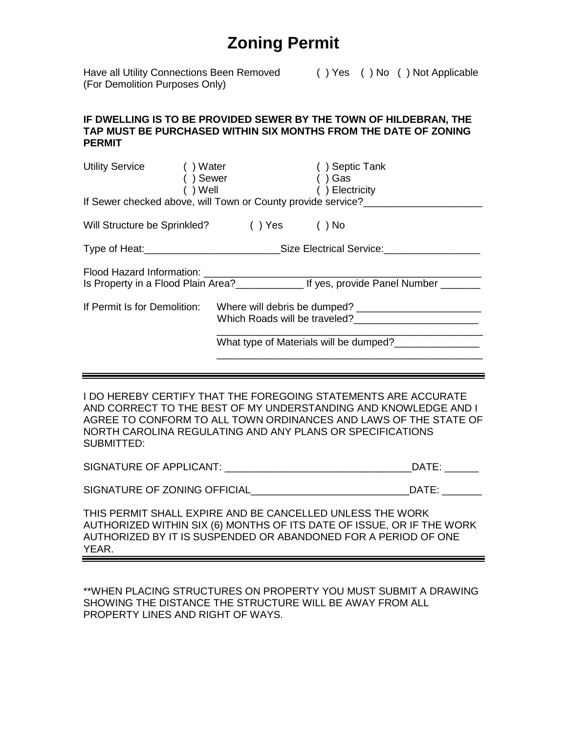# Zoning Permit

Have all Utility Connections Been Removed ( ) Yes ( ) No ( ) Not Applicable
(For Demolition Purposes Only)

**IF DWELLING IS TO BE PROVIDED SEWER BY THE TOWN OF HILDEBRAN, THE TAP MUST BE PURCHASED WITHIN SIX MONTHS FROM THE DATE OF ZONING PERMIT**

Utility Service ( ) Water ( ) Septic Tank
( ) Sewer ( ) Gas
( ) Well ( ) Electricity

If Sewer checked above, will Town or County provide service?_____________________

Will Structure be Sprinkled? ( ) Yes ( ) No

Type of Heat:________________________Size Electrical Service:_________________

Flood Hazard Information: ________________________________________________

Is Property in a Flood Plain Area?____________ If yes, provide Panel Number _______

If Permit Is for Demolition: Where will debris be dumped? ______________________

Which Roads will be traveled?______________________

________________________________________________

What type of Materials will be dumped?_______________

________________________________________________

---

I DO HEREBY CERTIFY THAT THE FOREGOING STATEMENTS ARE ACCURATE AND CORRECT TO THE BEST OF MY UNDERSTANDING AND KNOWLEDGE AND I AGREE TO CONFORM TO ALL TOWN ORDINANCES AND LAWS OF THE STATE OF NORTH CAROLINA REGULATING AND ANY PLANS OR SPECIFICATIONS SUBMITTED:

SIGNATURE OF APPLICANT: ________________________________DATE: ______

SIGNATURE OF ZONING OFFICIAL___________________________DATE: _______

THIS PERMIT SHALL EXPIRE AND BE CANCELLED UNLESS THE WORK AUTHORIZED WITHIN SIX (6) MONTHS OF ITS DATE OF ISSUE, OR IF THE WORK AUTHORIZED BY IT IS SUSPENDED OR ABANDONED FOR A PERIOD OF ONE YEAR.

---

**WHEN PLACING STRUCTURES ON PROPERTY YOU MUST SUBMIT A DRAWING SHOWING THE DISTANCE THE STRUCTURE WILL BE AWAY FROM ALL PROPERTY LINES AND RIGHT OF WAYS.